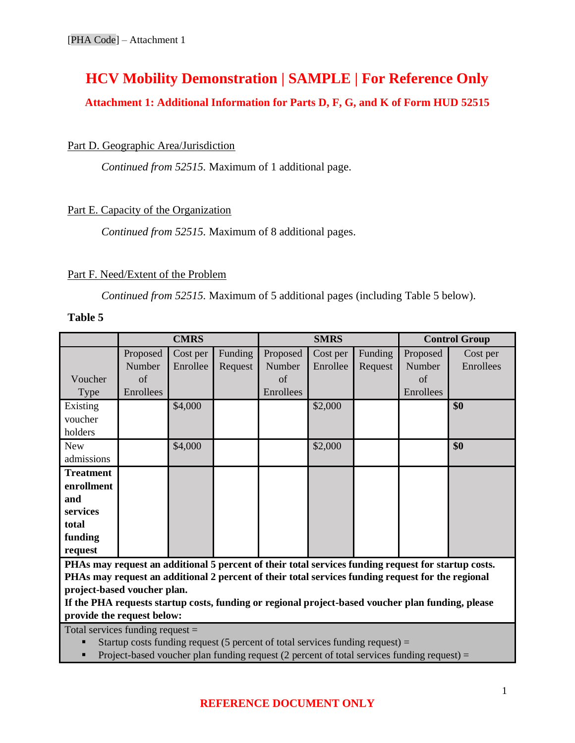[PHA Code] – Attachment 1

# HCV Mobility Demonstration | SAMPLE | For Reference Only

## Attachment 1: Additional Information for Parts D, F, G, and K of Form HUD 52515

Part D. Geographic Area/Jurisdiction

*Continued from 52515.* Maximum of 1 additional page.

Part E. Capacity of the Organization

*Continued from 52515.* Maximum of 8 additional pages.

Part F. Need/Extent of the Problem

*Continued from 52515.* Maximum of 5 additional pages (including Table 5 below).

**Table 5**

| | **CMRS** | | | **SMRS** | | | **Control Group** | |
|---|---|---|---|---|---|---|---|---|
| Voucher Type | Proposed Number of Enrollees | Cost per Enrollee | Funding Request | Proposed Number of Enrollees | Cost per Enrollee | Funding Request | Proposed Number of Enrollees | Cost per Enrollees |
| Existing voucher holders | | $4,000 | | | $2,000 | | | **$0** |
| New admissions | | $4,000 | | | $2,000 | | | **$0** |
| **Treatment enrollment and services total funding request** | | | | | | | | |

**PHAs may request an additional 5 percent of their total services funding request for startup costs. PHAs may request an additional 2 percent of their total services funding request for the regional project-based voucher plan.**
**If the PHA requests startup costs, funding or regional project-based voucher plan funding, please provide the request below:**

Total services funding request =

- Startup costs funding request (5 percent of total services funding request) =
- Project-based voucher plan funding request (2 percent of total services funding request) =

REFERENCE DOCUMENT ONLY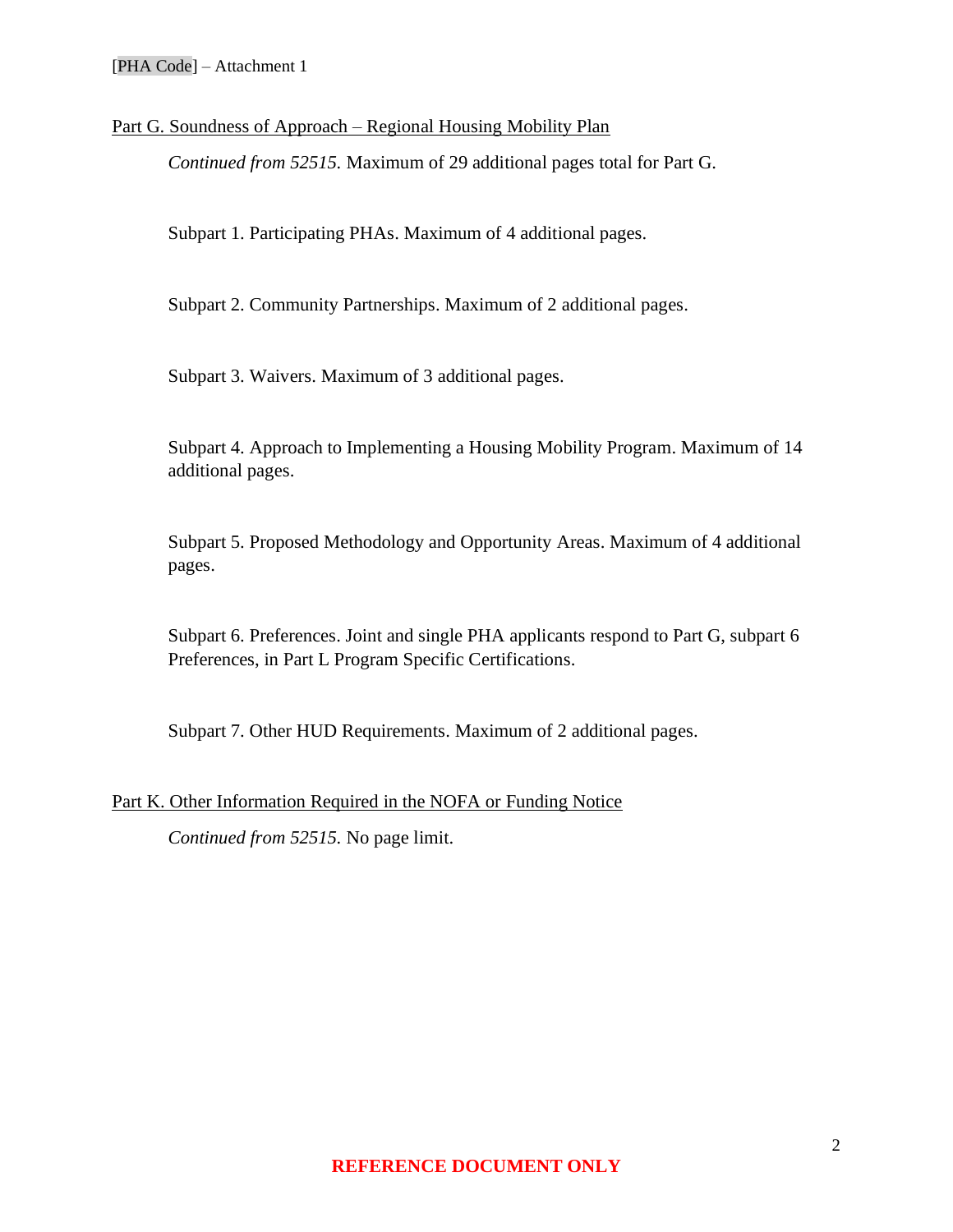Part G. Soundness of Approach – Regional Housing Mobility Plan

*Continued from 52515.* Maximum of 29 additional pages total for Part G.

Subpart 1. Participating PHAs. Maximum of 4 additional pages.

Subpart 2. Community Partnerships. Maximum of 2 additional pages.

Subpart 3. Waivers. Maximum of 3 additional pages.

Subpart 4. Approach to Implementing a Housing Mobility Program. Maximum of 14 additional pages.

Subpart 5. Proposed Methodology and Opportunity Areas. Maximum of 4 additional pages.

Subpart 6. Preferences. Joint and single PHA applicants respond to Part G, subpart 6 Preferences, in Part L Program Specific Certifications.

Subpart 7. Other HUD Requirements. Maximum of 2 additional pages.

Part K. Other Information Required in the NOFA or Funding Notice

*Continued from 52515.* No page limit.

**REFERENCE DOCUMENT ONLY**